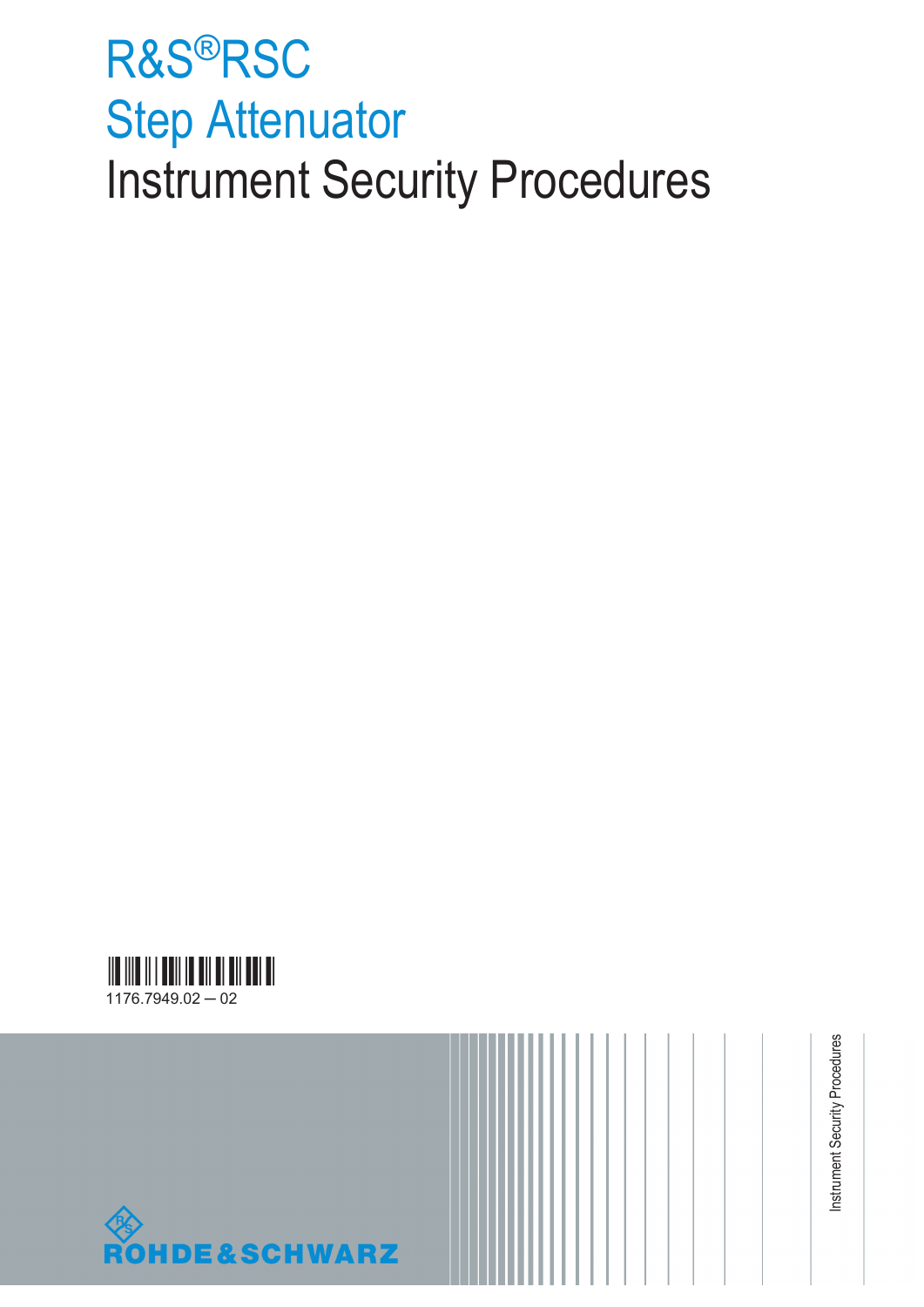# R&S®RSC
# Step Attenuator
# Instrument Security Procedures

1176.7949.02 ─ 02

Instrument Security Procedures

ROHDE&SCHWARZ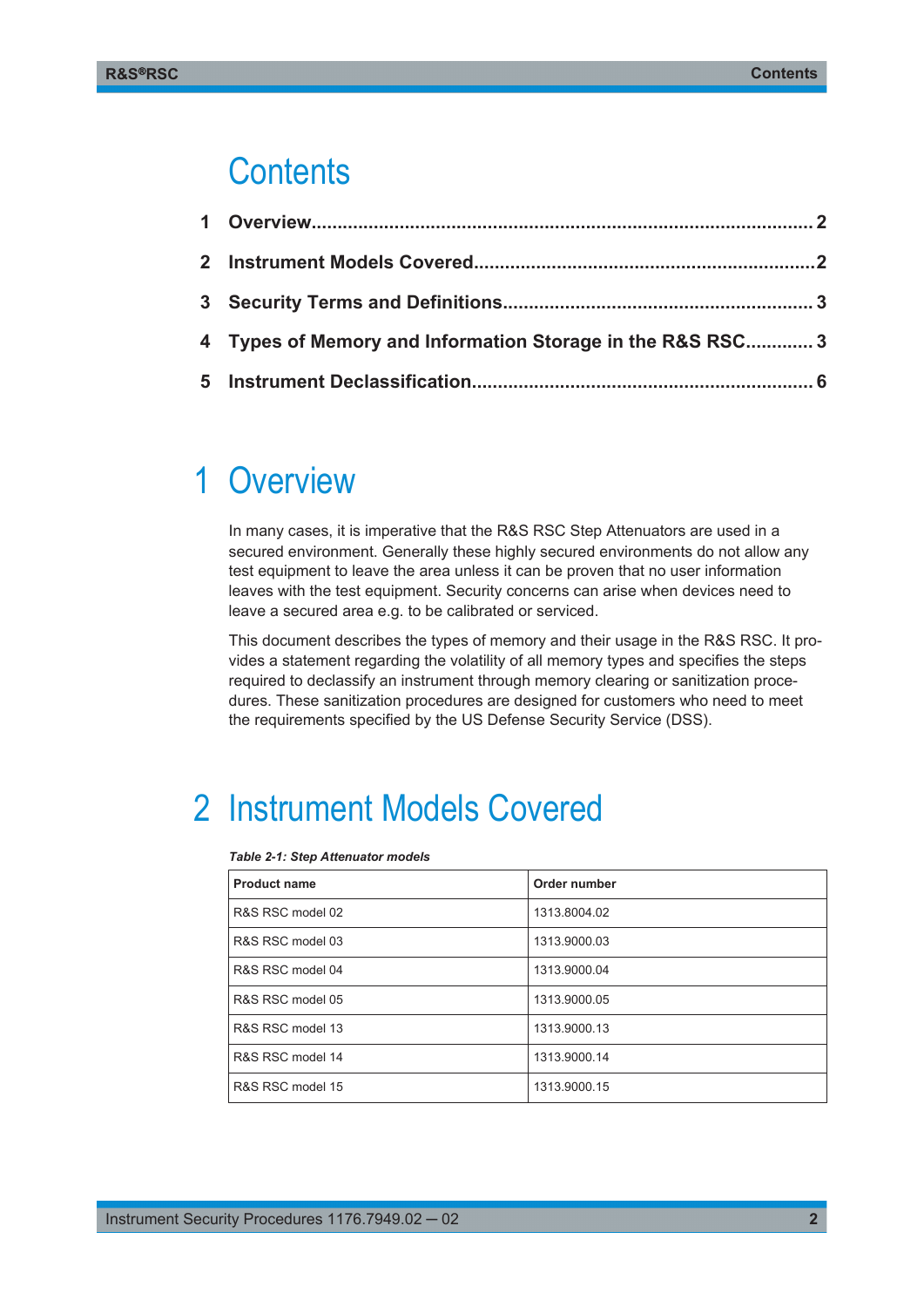# Contents

1 Overview..................................................................................... 2

2 Instrument Models Covered.......................................................2

3 Security Terms and Definitions.................................................. 3

4 Types of Memory and Information Storage in the R&S RSC............ 3

5 Instrument Declassification........................................................ 6

# 1 Overview

In many cases, it is imperative that the R&S RSC Step Attenuators are used in a secured environment. Generally these highly secured environments do not allow any test equipment to leave the area unless it can be proven that no user information leaves with the test equipment. Security concerns can arise when devices need to leave a secured area e.g. to be calibrated or serviced.

This document describes the types of memory and their usage in the R&S RSC. It provides a statement regarding the volatility of all memory types and specifies the steps required to declassify an instrument through memory clearing or sanitization procedures. These sanitization procedures are designed for customers who need to meet the requirements specified by the US Defense Security Service (DSS).

# 2 Instrument Models Covered

*Table 2-1: Step Attenuator models*

| Product name | Order number |
| --- | --- |
| R&S RSC model 02 | 1313.8004.02 |
| R&S RSC model 03 | 1313.9000.03 |
| R&S RSC model 04 | 1313.9000.04 |
| R&S RSC model 05 | 1313.9000.05 |
| R&S RSC model 13 | 1313.9000.13 |
| R&S RSC model 14 | 1313.9000.14 |
| R&S RSC model 15 | 1313.9000.15 |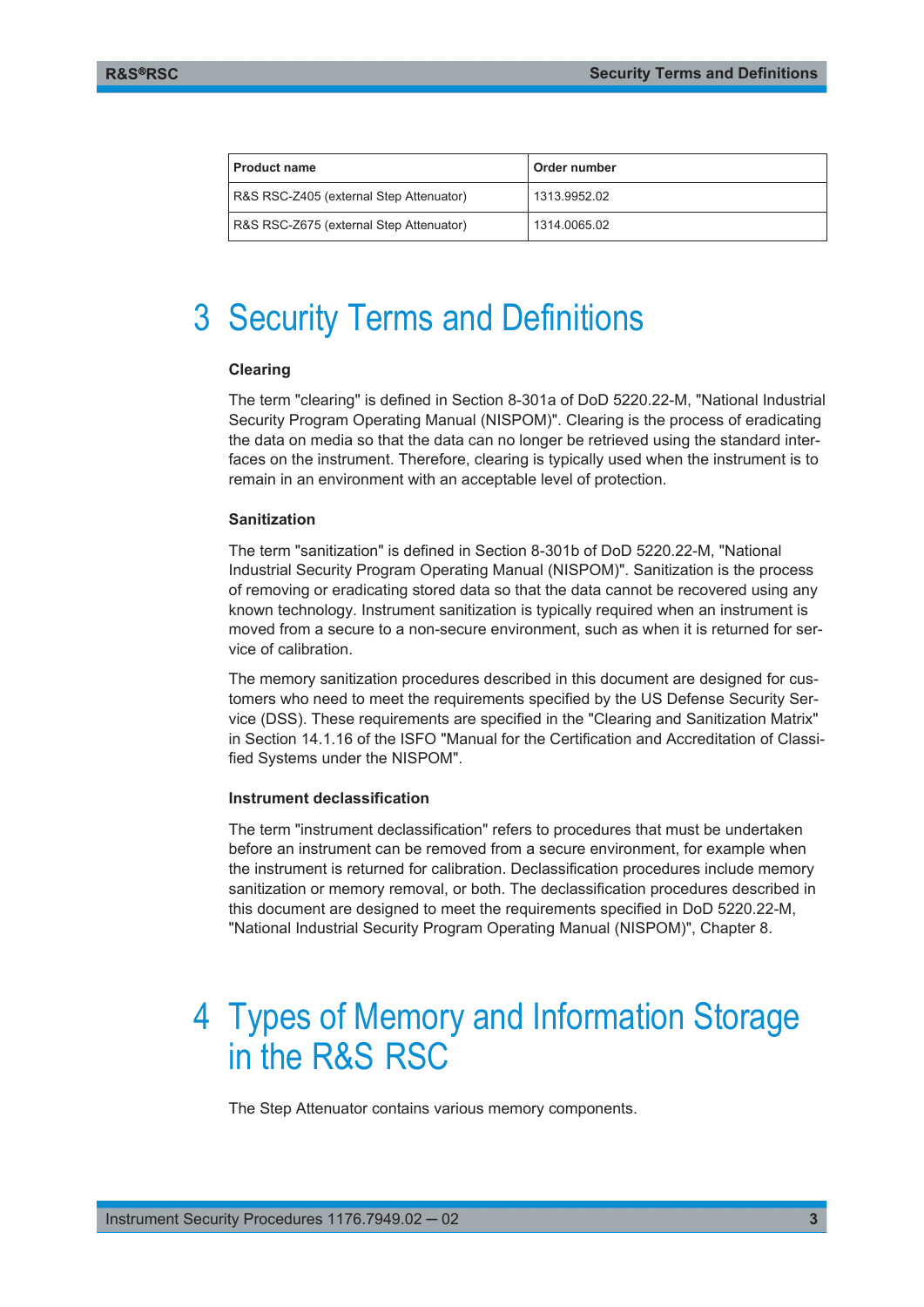| Product name | Order number |
| --- | --- |
| R&S RSC-Z405 (external Step Attenuator) | 1313.9952.02 |
| R&S RSC-Z675 (external Step Attenuator) | 1314.0065.02 |

# 3 Security Terms and Definitions

#### Clearing

The term "clearing" is defined in Section 8-301a of DoD 5220.22-M, "National Industrial Security Program Operating Manual (NISPOM)". Clearing is the process of eradicating the data on media so that the data can no longer be retrieved using the standard interfaces on the instrument. Therefore, clearing is typically used when the instrument is to remain in an environment with an acceptable level of protection.

#### Sanitization

The term "sanitization" is defined in Section 8-301b of DoD 5220.22-M, "National Industrial Security Program Operating Manual (NISPOM)". Sanitization is the process of removing or eradicating stored data so that the data cannot be recovered using any known technology. Instrument sanitization is typically required when an instrument is moved from a secure to a non-secure environment, such as when it is returned for service of calibration.

The memory sanitization procedures described in this document are designed for customers who need to meet the requirements specified by the US Defense Security Service (DSS). These requirements are specified in the "Clearing and Sanitization Matrix" in Section 14.1.16 of the ISFO "Manual for the Certification and Accreditation of Classified Systems under the NISPOM".

#### Instrument declassification

The term "instrument declassification" refers to procedures that must be undertaken before an instrument can be removed from a secure environment, for example when the instrument is returned for calibration. Declassification procedures include memory sanitization or memory removal, or both. The declassification procedures described in this document are designed to meet the requirements specified in DoD 5220.22-M, "National Industrial Security Program Operating Manual (NISPOM)", Chapter 8.

# 4 Types of Memory and Information Storage in the R&S RSC

The Step Attenuator contains various memory components.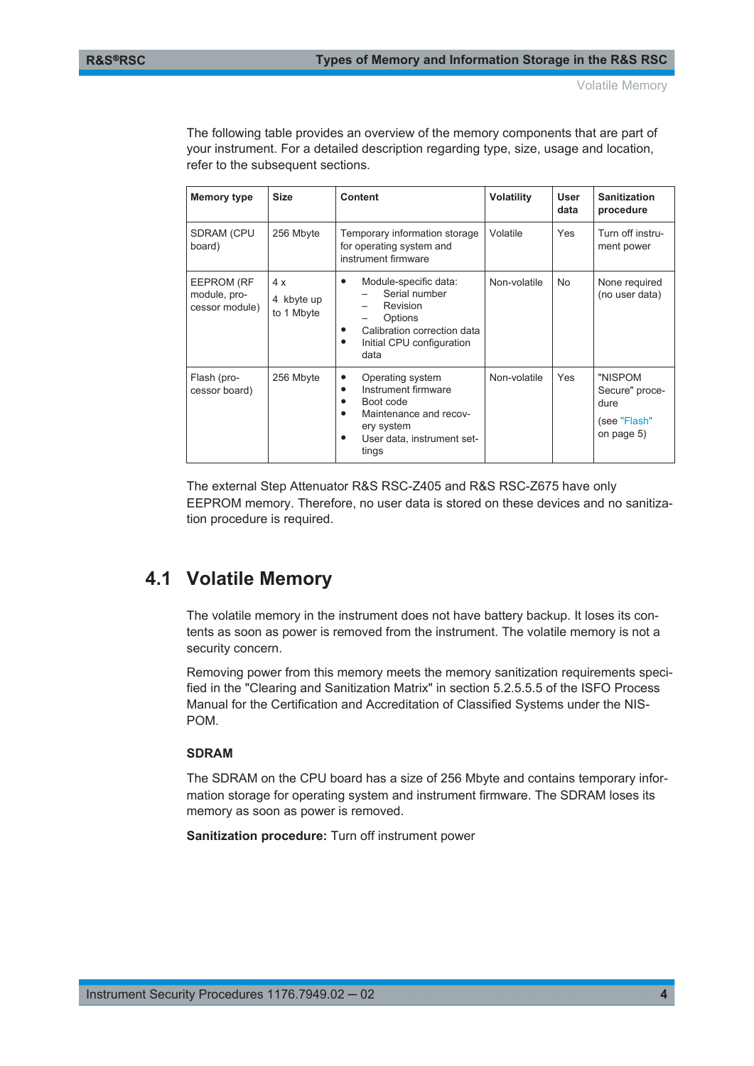The following table provides an overview of the memory components that are part of your instrument. For a detailed description regarding type, size, usage and location, refer to the subsequent sections.

| Memory type | Size | Content | Volatility | User data | Sanitization procedure |
|---|---|---|---|---|---|
| SDRAM (CPU board) | 256 Mbyte | Temporary information storage for operating system and instrument firmware | Volatile | Yes | Turn off instrument power |
| EEPROM (RF module, processor module) | 4 x<br>4 kbyte up to 1 Mbyte | • Module-specific data:<br>– Serial number<br>– Revision<br>– Options<br>• Calibration correction data<br>• Initial CPU configuration data | Non-volatile | No | None required (no user data) |
| Flash (processor board) | 256 Mbyte | • Operating system<br>• Instrument firmware<br>• Boot code<br>• Maintenance and recovery system<br>• User data, instrument settings | Non-volatile | Yes | "NISPOM Secure" procedure<br>(see "Flash" on page 5) |

The external Step Attenuator R&S RSC-Z405 and R&S RSC-Z675 have only EEPROM memory. Therefore, no user data is stored on these devices and no sanitization procedure is required.

## 4.1 Volatile Memory

The volatile memory in the instrument does not have battery backup. It loses its contents as soon as power is removed from the instrument. The volatile memory is not a security concern.

Removing power from this memory meets the memory sanitization requirements specified in the "Clearing and Sanitization Matrix" in section 5.2.5.5.5 of the ISFO Process Manual for the Certification and Accreditation of Classified Systems under the NISPOM.

### SDRAM

The SDRAM on the CPU board has a size of 256 Mbyte and contains temporary information storage for operating system and instrument firmware. The SDRAM loses its memory as soon as power is removed.

**Sanitization procedure:** Turn off instrument power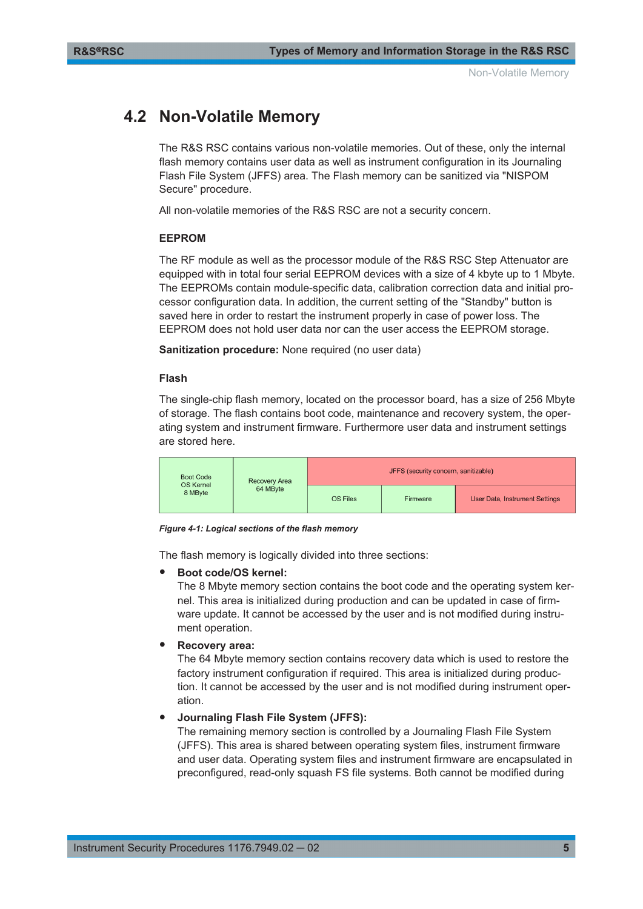## 4.2 Non-Volatile Memory

The R&S RSC contains various non-volatile memories. Out of these, only the internal flash memory contains user data as well as instrument configuration in its Journaling Flash File System (JFFS) area. The Flash memory can be sanitized via "NISPOM Secure" procedure.

All non-volatile memories of the R&S RSC are not a security concern.

### EEPROM

The RF module as well as the processor module of the R&S RSC Step Attenuator are equipped with in total four serial EEPROM devices with a size of 4 kbyte up to 1 Mbyte. The EEPROMs contain module-specific data, calibration correction data and initial processor configuration data. In addition, the current setting of the "Standby" button is saved here in order to restart the instrument properly in case of power loss. The EEPROM does not hold user data nor can the user access the EEPROM storage.

**Sanitization procedure:** None required (no user data)

### Flash

The single-chip flash memory, located on the processor board, has a size of 256 Mbyte of storage. The flash contains boot code, maintenance and recovery system, the operating system and instrument firmware. Furthermore user data and instrument settings are stored here.

| Boot Code OS Kernel 8 MByte | Recovery Area 64 MByte | JFFS (security concern, sanitizable) | | |
|---|---|---|---|---|
| | | OS Files | Firmware | User Data, Instrument Settings |

*Figure 4-1: Logical sections of the flash memory*

The flash memory is logically divided into three sections:

- **Boot code/OS kernel:**
  The 8 Mbyte memory section contains the boot code and the operating system kernel. This area is initialized during production and can be updated in case of firmware update. It cannot be accessed by the user and is not modified during instrument operation.
- **Recovery area:**
  The 64 Mbyte memory section contains recovery data which is used to restore the factory instrument configuration if required. This area is initialized during production. It cannot be accessed by the user and is not modified during instrument operation.
- **Journaling Flash File System (JFFS):**
  The remaining memory section is controlled by a Journaling Flash File System (JFFS). This area is shared between operating system files, instrument firmware and user data. Operating system files and instrument firmware are encapsulated in preconfigured, read-only squash FS file systems. Both cannot be modified during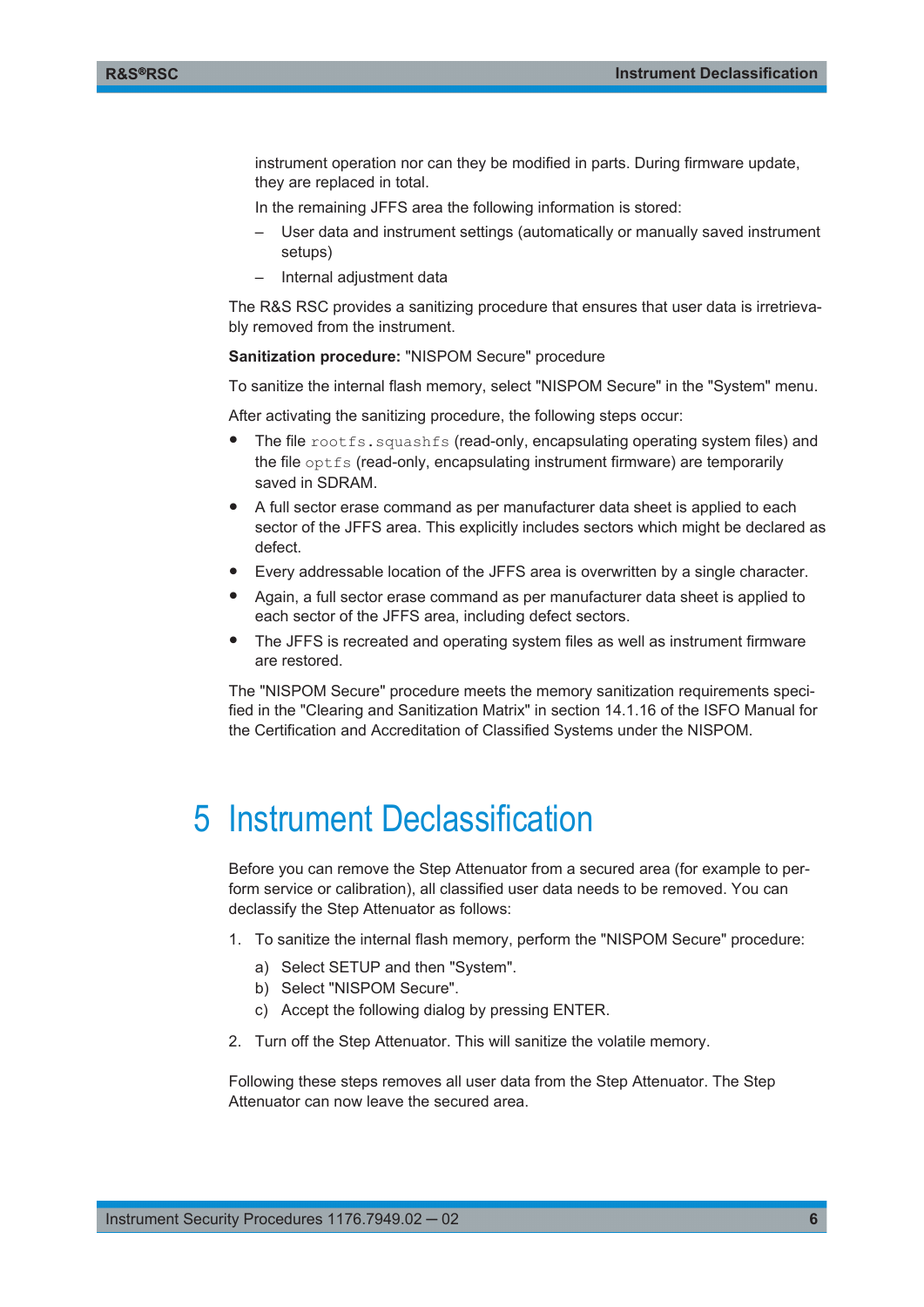instrument operation nor can they be modified in parts. During firmware update, they are replaced in total.

In the remaining JFFS area the following information is stored:

– User data and instrument settings (automatically or manually saved instrument setups)
– Internal adjustment data

The R&S RSC provides a sanitizing procedure that ensures that user data is irretrievably removed from the instrument.

**Sanitization procedure:** "NISPOM Secure" procedure

To sanitize the internal flash memory, select "NISPOM Secure" in the "System" menu.

After activating the sanitizing procedure, the following steps occur:

- The file `rootfs.squashfs` (read-only, encapsulating operating system files) and the file `optfs` (read-only, encapsulating instrument firmware) are temporarily saved in SDRAM.
- A full sector erase command as per manufacturer data sheet is applied to each sector of the JFFS area. This explicitly includes sectors which might be declared as defect.
- Every addressable location of the JFFS area is overwritten by a single character.
- Again, a full sector erase command as per manufacturer data sheet is applied to each sector of the JFFS area, including defect sectors.
- The JFFS is recreated and operating system files as well as instrument firmware are restored.

The "NISPOM Secure" procedure meets the memory sanitization requirements specified in the "Clearing and Sanitization Matrix" in section 14.1.16 of the ISFO Manual for the Certification and Accreditation of Classified Systems under the NISPOM.

# 5 Instrument Declassification

Before you can remove the Step Attenuator from a secured area (for example to perform service or calibration), all classified user data needs to be removed. You can declassify the Step Attenuator as follows:

1. To sanitize the internal flash memory, perform the "NISPOM Secure" procedure:
   a) Select SETUP and then "System".
   b) Select "NISPOM Secure".
   c) Accept the following dialog by pressing ENTER.
2. Turn off the Step Attenuator. This will sanitize the volatile memory.

Following these steps removes all user data from the Step Attenuator. The Step Attenuator can now leave the secured area.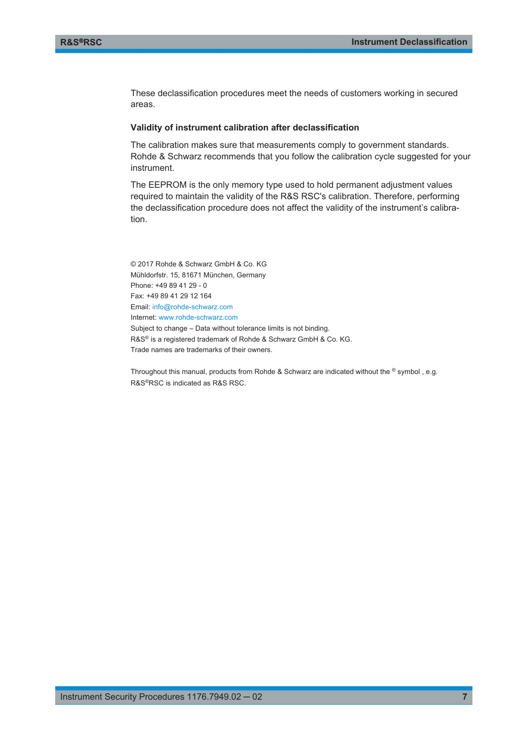These declassification procedures meet the needs of customers working in secured areas.

### Validity of instrument calibration after declassification

The calibration makes sure that measurements comply to government standards. Rohde & Schwarz recommends that you follow the calibration cycle suggested for your instrument.

The EEPROM is the only memory type used to hold permanent adjustment values required to maintain the validity of the R&S RSC's calibration. Therefore, performing the declassification procedure does not affect the validity of the instrument's calibration.

© 2017 Rohde & Schwarz GmbH & Co. KG
Mühldorfstr. 15, 81671 München, Germany
Phone: +49 89 41 29 - 0
Fax: +49 89 41 29 12 164
Email: info@rohde-schwarz.com
Internet: www.rohde-schwarz.com
Subject to change – Data without tolerance limits is not binding.
R&S® is a registered trademark of Rohde & Schwarz GmbH & Co. KG.
Trade names are trademarks of their owners.

Throughout this manual, products from Rohde & Schwarz are indicated without the ® symbol , e.g. R&S®RSC is indicated as R&S RSC.